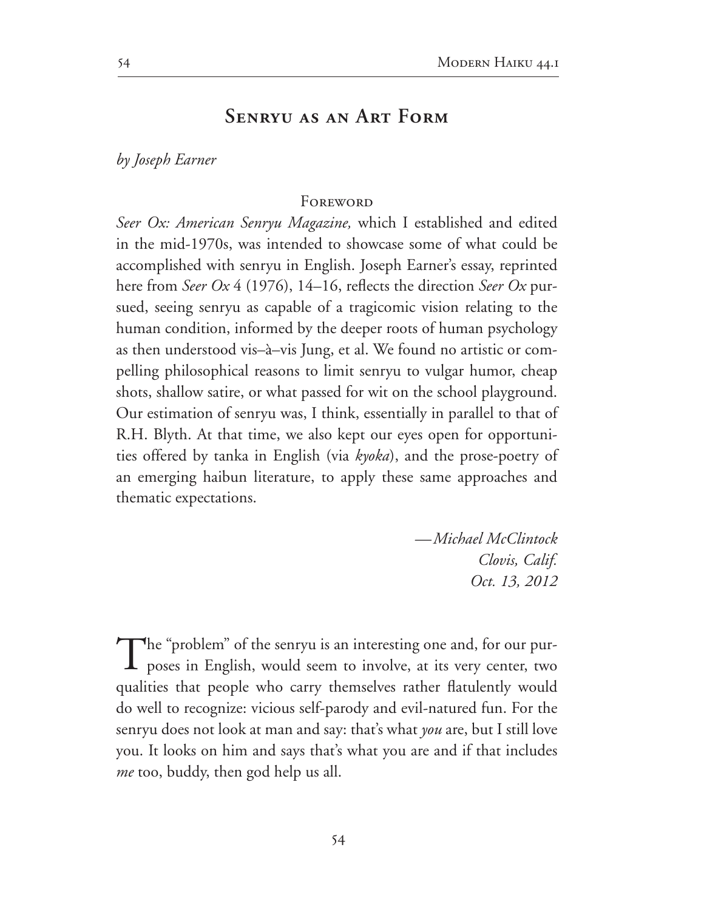# Senryu as an Art Form

*by Joseph Earner*

## Foreword

*Seer Ox: American Senryu Magazine,* which I established and edited in the mid-1970s, was intended to showcase some of what could be accomplished with senryu in English. Joseph Earner's essay, reprinted here from *Seer Ox* 4 (1976), 14–16, reflects the direction *Seer Ox* pursued, seeing senryu as capable of a tragicomic vision relating to the human condition, informed by the deeper roots of human psychology as then understood vis–à–vis Jung, et al. We found no artistic or compelling philosophical reasons to limit senryu to vulgar humor, cheap shots, shallow satire, or what passed for wit on the school playground. Our estimation of senryu was, I think, essentially in parallel to that of R.H. Blyth. At that time, we also kept our eyes open for opportunities offered by tanka in English (via *kyoka*), and the prose-poetry of an emerging haibun literature, to apply these same approaches and thematic expectations.

—*Michael McClintock*
*Clovis, Calif.*
*Oct. 13, 2012*

The "problem" of the senryu is an interesting one and, for our purposes in English, would seem to involve, at its very center, two qualities that people who carry themselves rather flatulently would do well to recognize: vicious self-parody and evil-natured fun. For the senryu does not look at man and say: that's what *you* are, but I still love you. It looks on him and says that's what you are and if that includes *me* too, buddy, then god help us all.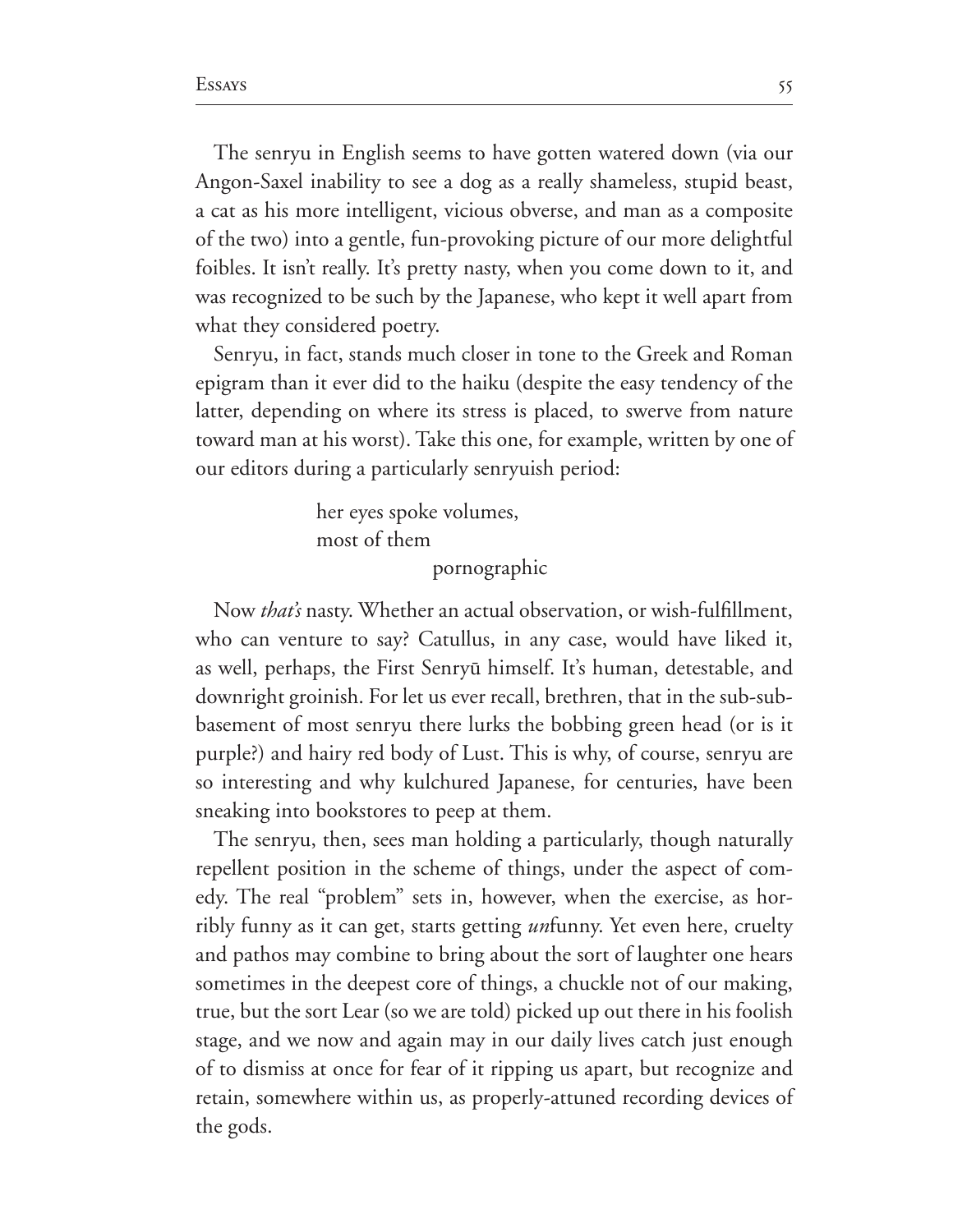The senryu in English seems to have gotten watered down (via our Angon-Saxel inability to see a dog as a really shameless, stupid beast, a cat as his more intelligent, vicious obverse, and man as a composite of the two) into a gentle, fun-provoking picture of our more delightful foibles. It isn't really. It's pretty nasty, when you come down to it, and was recognized to be such by the Japanese, who kept it well apart from what they considered poetry.

Senryu, in fact, stands much closer in tone to the Greek and Roman epigram than it ever did to the haiku (despite the easy tendency of the latter, depending on where its stress is placed, to swerve from nature toward man at his worst). Take this one, for example, written by one of our editors during a particularly senryuish period:

> her eyes spoke volumes,
> most of them
> pornographic

Now *that's* nasty. Whether an actual observation, or wish-fulfillment, who can venture to say? Catullus, in any case, would have liked it, as well, perhaps, the First Senryū himself. It's human, detestable, and downright groinish. For let us ever recall, brethren, that in the sub-sub-basement of most senryu there lurks the bobbing green head (or is it purple?) and hairy red body of Lust. This is why, of course, senryu are so interesting and why kulchured Japanese, for centuries, have been sneaking into bookstores to peep at them.

The senryu, then, sees man holding a particularly, though naturally repellent position in the scheme of things, under the aspect of comedy. The real "problem" sets in, however, when the exercise, as horribly funny as it can get, starts getting *un*funny. Yet even here, cruelty and pathos may combine to bring about the sort of laughter one hears sometimes in the deepest core of things, a chuckle not of our making, true, but the sort Lear (so we are told) picked up out there in his foolish stage, and we now and again may in our daily lives catch just enough of to dismiss at once for fear of it ripping us apart, but recognize and retain, somewhere within us, as properly-attuned recording devices of the gods.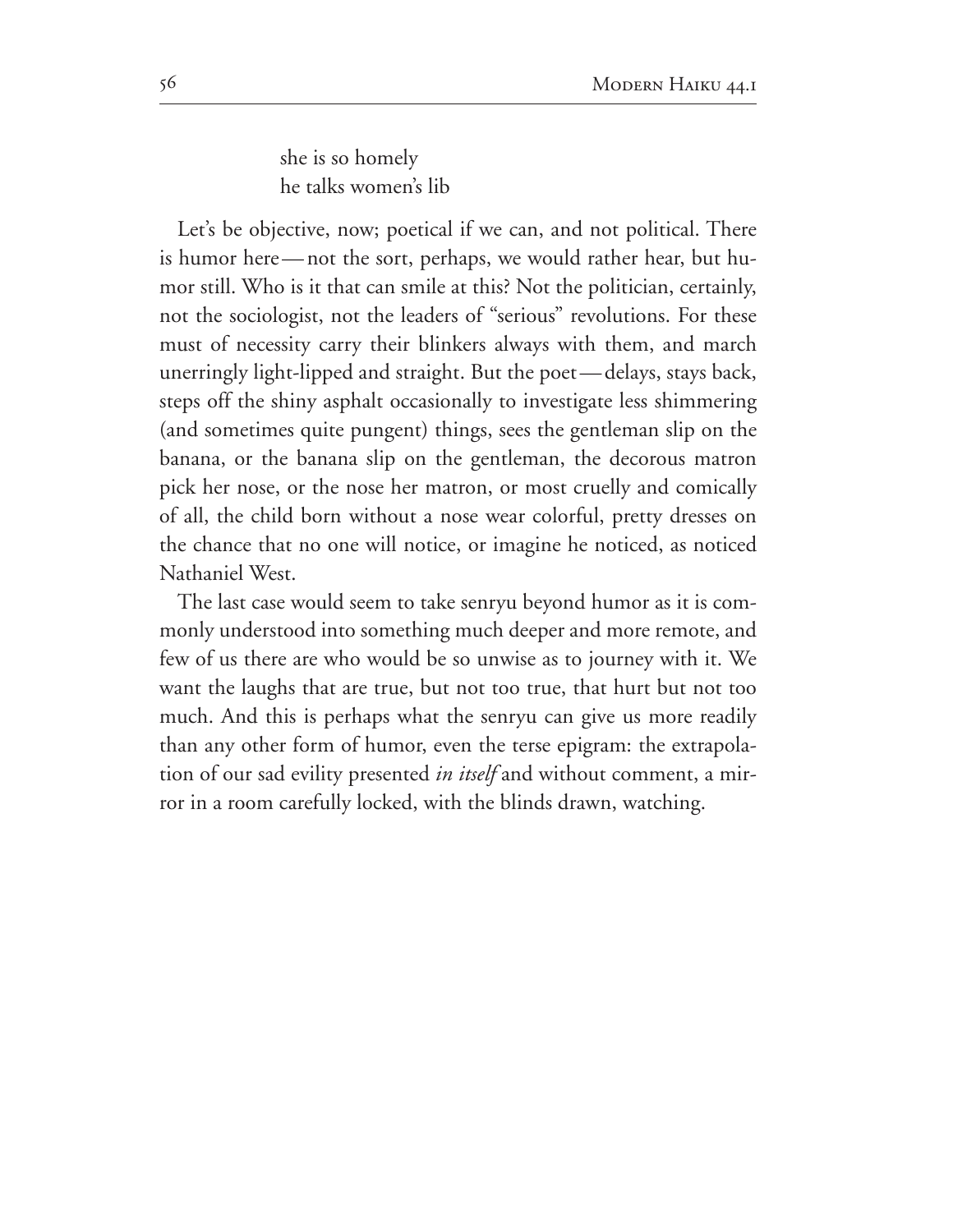she is so homely  
he talks women's lib

Let's be objective, now; poetical if we can, and not political. There is humor here — not the sort, perhaps, we would rather hear, but humor still. Who is it that can smile at this? Not the politician, certainly, not the sociologist, not the leaders of "serious" revolutions. For these must of necessity carry their blinkers always with them, and march unerringly light-lipped and straight. But the poet — delays, stays back, steps off the shiny asphalt occasionally to investigate less shimmering (and sometimes quite pungent) things, sees the gentleman slip on the banana, or the banana slip on the gentleman, the decorous matron pick her nose, or the nose her matron, or most cruelly and comically of all, the child born without a nose wear colorful, pretty dresses on the chance that no one will notice, or imagine he noticed, as noticed Nathaniel West.

The last case would seem to take senryu beyond humor as it is commonly understood into something much deeper and more remote, and few of us there are who would be so unwise as to journey with it. We want the laughs that are true, but not too true, that hurt but not too much. And this is perhaps what the senryu can give us more readily than any other form of humor, even the terse epigram: the extrapolation of our sad evility presented *in itself* and without comment, a mirror in a room carefully locked, with the blinds drawn, watching.